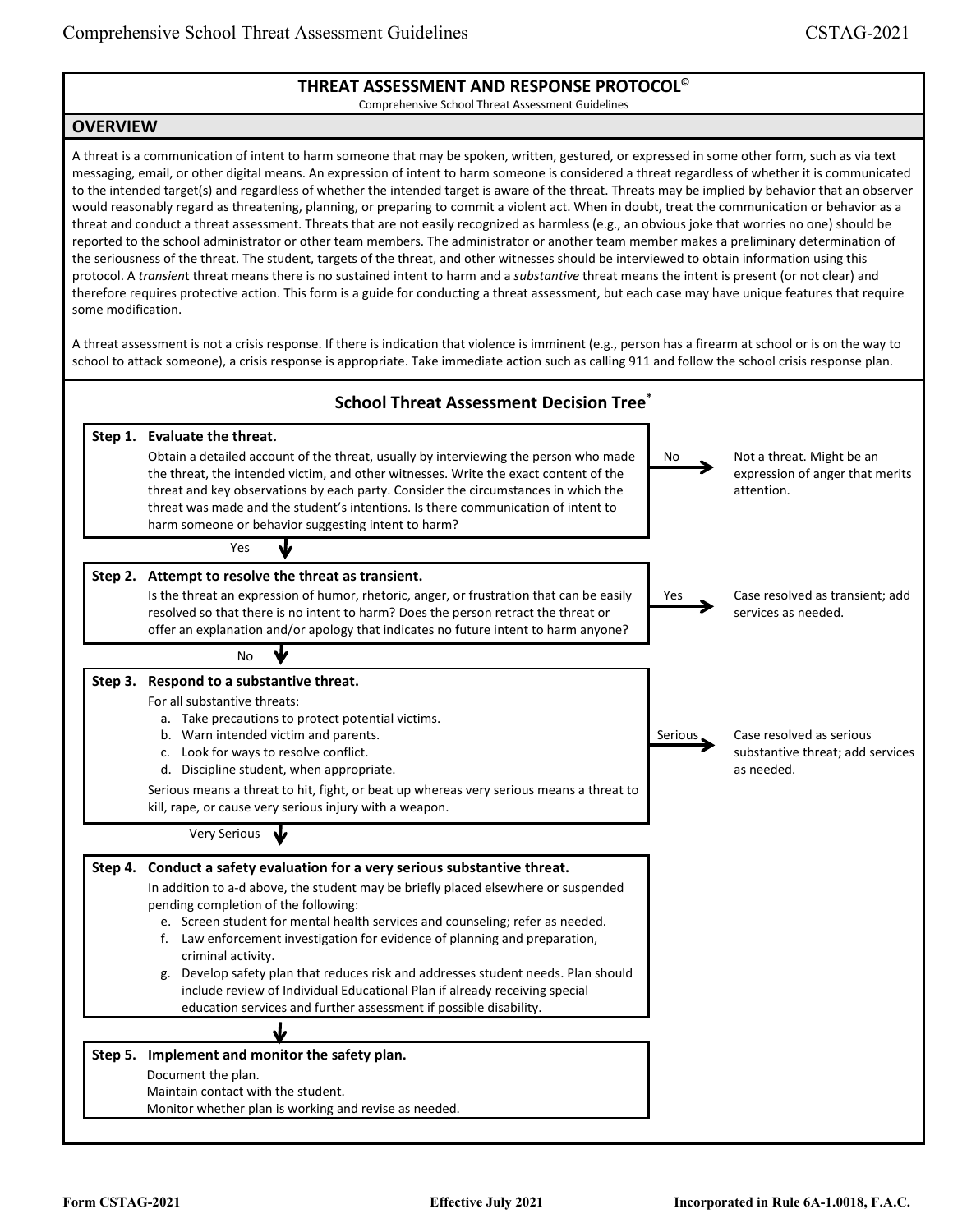## THREAT ASSESSMENT AND RESPONSE PROTOCOL©

Comprehensive School Threat Assessment Guidelines

### OVERVIEW

A threat is a communication of intent to harm someone that may be spoken, written, gestured, or expressed in some other form, such as via text messaging, email, or other digital means. An expression of intent to harm someone is considered a threat regardless of whether it is communicated to the intended target(s) and regardless of whether the intended target is aware of the threat. Threats may be implied by behavior that an observer would reasonably regard as threatening, planning, or preparing to commit a violent act. When in doubt, treat the communication or behavior as a threat and conduct a threat assessment. Threats that are not easily recognized as harmless (e.g., an obvious joke that worries no one) should be reported to the school administrator or other team members. The administrator or another team member makes a preliminary determination of the seriousness of the threat. The student, targets of the threat, and other witnesses should be interviewed to obtain information using this protocol. A *transient* threat means there is no sustained intent to harm and a *substantive* threat means the intent is present (or not clear) and therefore requires protective action. This form is a guide for conducting a threat assessment, but each case may have unique features that require some modification.

A threat assessment is not a crisis response. If there is indication that violence is imminent (e.g., person has a firearm at school or is on the way to school to attack someone), a crisis response is appropriate. Take immediate action such as calling 911 and follow the school crisis response plan.

### School Threat Assessment Decision Tree*

**Step 1. Evaluate the threat.**

Obtain a detailed account of the threat, usually by interviewing the person who made the threat, the intended victim, and other witnesses. Write the exact content of the threat and key observations by each party. Consider the circumstances in which the threat was made and the student's intentions. Is there communication of intent to harm someone or behavior suggesting intent to harm?

- No → Not a threat. Might be an expression of anger that merits attention.
- Yes ↓

**Step 2. Attempt to resolve the threat as transient.**

Is the threat an expression of humor, rhetoric, anger, or frustration that can be easily resolved so that there is no intent to harm? Does the person retract the threat or offer an explanation and/or apology that indicates no future intent to harm anyone?

- Yes → Case resolved as transient; add services as needed.
- No ↓

**Step 3. Respond to a substantive threat.**

For all substantive threats:

a. Take precautions to protect potential victims.
b. Warn intended victim and parents.
c. Look for ways to resolve conflict.
d. Discipline student, when appropriate.

Serious means a threat to hit, fight, or beat up whereas very serious means a threat to kill, rape, or cause very serious injury with a weapon.

- Serious → Case resolved as serious substantive threat; add services as needed.
- Very Serious ↓

**Step 4. Conduct a safety evaluation for a very serious substantive threat.**

In addition to a-d above, the student may be briefly placed elsewhere or suspended pending completion of the following:

e. Screen student for mental health services and counseling; refer as needed.
f. Law enforcement investigation for evidence of planning and preparation, criminal activity.
g. Develop safety plan that reduces risk and addresses student needs. Plan should include review of Individual Educational Plan if already receiving special education services and further assessment if possible disability.

↓

**Step 5. Implement and monitor the safety plan.**

Document the plan.
Maintain contact with the student.
Monitor whether plan is working and revise as needed.

Form CSTAG-2021 | Effective July 2021 | Incorporated in Rule 6A-1.0018, F.A.C.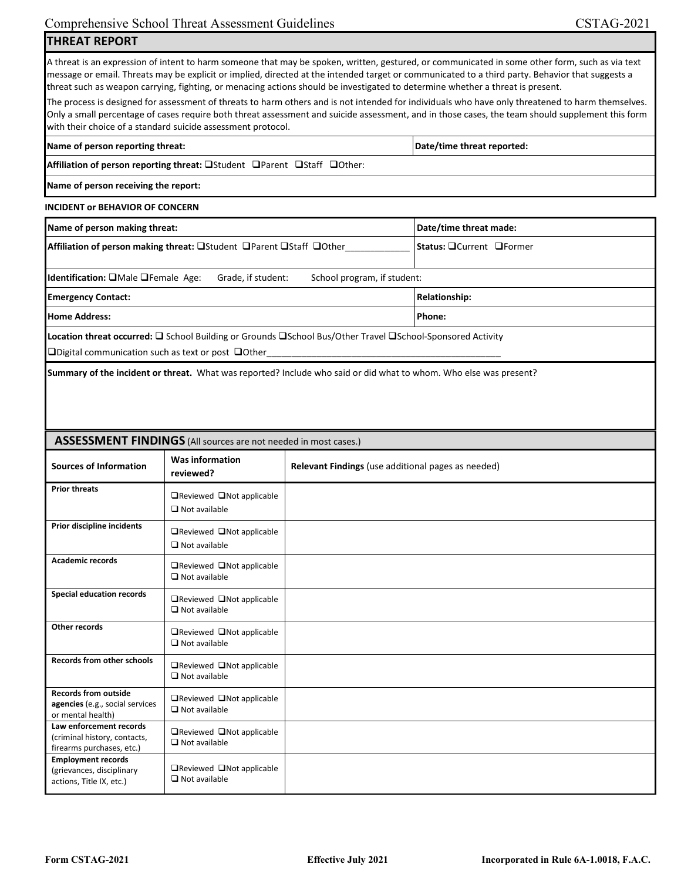## THREAT REPORT

A threat is an expression of intent to harm someone that may be spoken, written, gestured, or communicated in some other form, such as via text message or email. Threats may be explicit or implied, directed at the intended target or communicated to a third party. Behavior that suggests a threat such as weapon carrying, fighting, or menacing actions should be investigated to determine whether a threat is present.

The process is designed for assessment of threats to harm others and is not intended for individuals who have only threatened to harm themselves. Only a small percentage of cases require both threat assessment and suicide assessment, and in those cases, the team should supplement this form with their choice of a standard suicide assessment protocol.

| **Name of person reporting threat:** | **Date/time threat reported:** |
|---|---|
| **Affiliation of person reporting threat:** ❑Student ❑Parent ❑Staff ❑Other: | |
| **Name of person receiving the report:** | |

**INCIDENT or BEHAVIOR OF CONCERN**

| **Name of person making threat:** | **Date/time threat made:** |
|---|---|
| **Affiliation of person making threat:** ❑Student ❑Parent ❑Staff ❑Other____________ | **Status:** ❑Current ❑Former |
| **Identification:** ❑Male ❑Female Age: Grade, if student: School program, if student: | |
| **Emergency Contact:** | **Relationship:** |
| **Home Address:** | **Phone:** |
| **Location threat occurred:** ❑ School Building or Grounds ❑School Bus/Other Travel ❑School-Sponsored Activity ❑Digital communication such as text or post ❑Other______________________________________________ | |
| **Summary of the incident or threat.** What was reported? Include who said or did what to whom. Who else was present? | |

## ASSESSMENT FINDINGS (All sources are not needed in most cases.)

| Sources of Information | Was information reviewed? | Relevant Findings (use additional pages as needed) |
|---|---|---|
| **Prior threats** | ❑Reviewed ❑Not applicable ❑ Not available | |
| **Prior discipline incidents** | ❑Reviewed ❑Not applicable ❑ Not available | |
| **Academic records** | ❑Reviewed ❑Not applicable ❑ Not available | |
| **Special education records** | ❑Reviewed ❑Not applicable ❑ Not available | |
| **Other records** | ❑Reviewed ❑Not applicable ❑ Not available | |
| **Records from other schools** | ❑Reviewed ❑Not applicable ❑ Not available | |
| **Records from outside agencies** (e.g., social services or mental health) | ❑Reviewed ❑Not applicable ❑ Not available | |
| **Law enforcement records** (criminal history, contacts, firearms purchases, etc.) | ❑Reviewed ❑Not applicable ❑ Not available | |
| **Employment records** (grievances, disciplinary actions, Title IX, etc.) | ❑Reviewed ❑Not applicable ❑ Not available | |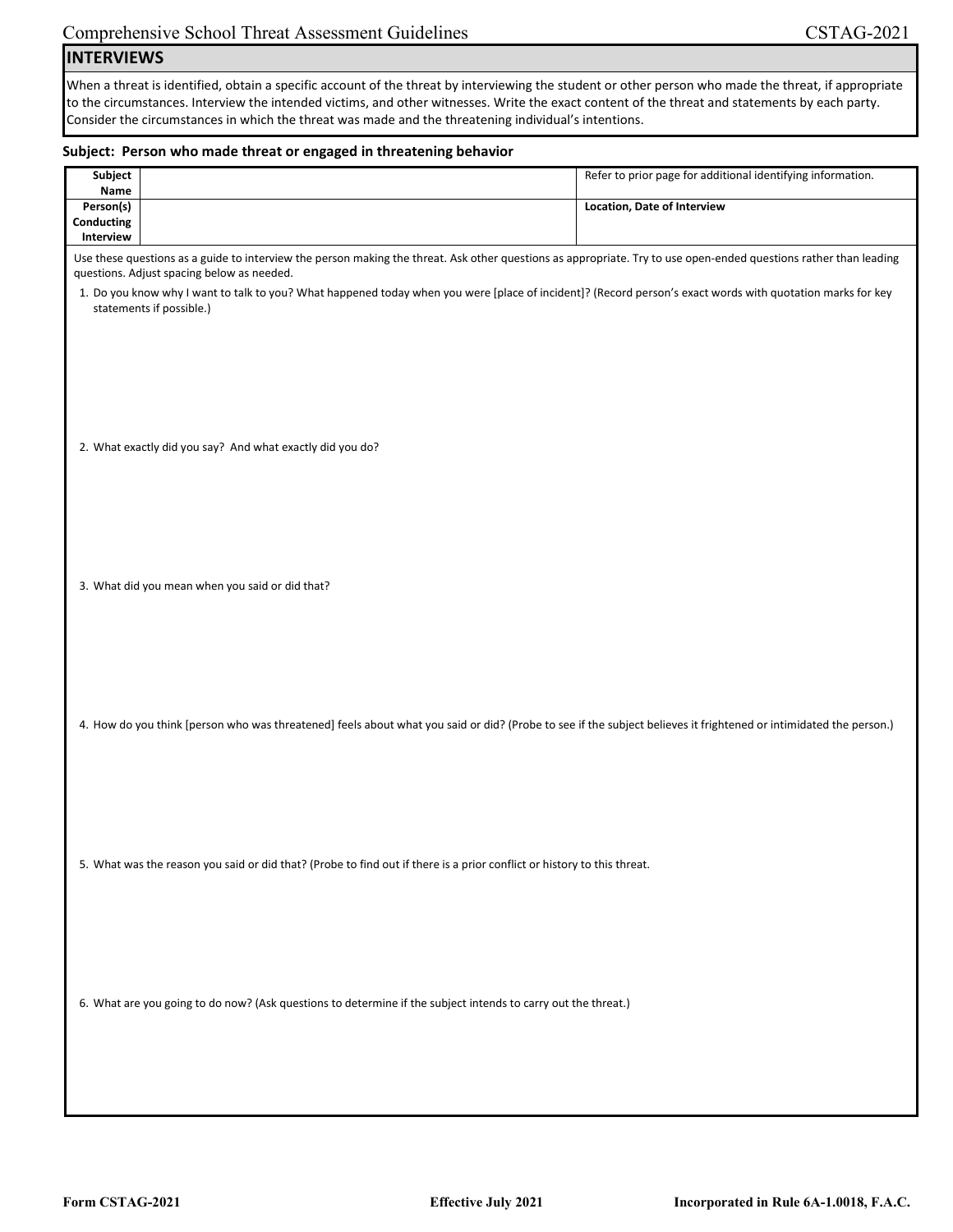## INTERVIEWS

When a threat is identified, obtain a specific account of the threat by interviewing the student or other person who made the threat, if appropriate to the circumstances. Interview the intended victims, and other witnesses. Write the exact content of the threat and statements by each party. Consider the circumstances in which the threat was made and the threatening individual's intentions.

**Subject: Person who made threat or engaged in threatening behavior**

| | | |
|---|---|---|
| **Subject Name** | | Refer to prior page for additional identifying information. |
| **Person(s) Conducting Interview** | | **Location, Date of Interview** |

Use these questions as a guide to interview the person making the threat. Ask other questions as appropriate. Try to use open-ended questions rather than leading questions. Adjust spacing below as needed.

1. Do you know why I want to talk to you? What happened today when you were [place of incident]? (Record person's exact words with quotation marks for key statements if possible.)

2. What exactly did you say? And what exactly did you do?

3. What did you mean when you said or did that?

4. How do you think [person who was threatened] feels about what you said or did? (Probe to see if the subject believes it frightened or intimidated the person.)

5. What was the reason you said or did that? (Probe to find out if there is a prior conflict or history to this threat.

6. What are you going to do now? (Ask questions to determine if the subject intends to carry out the threat.)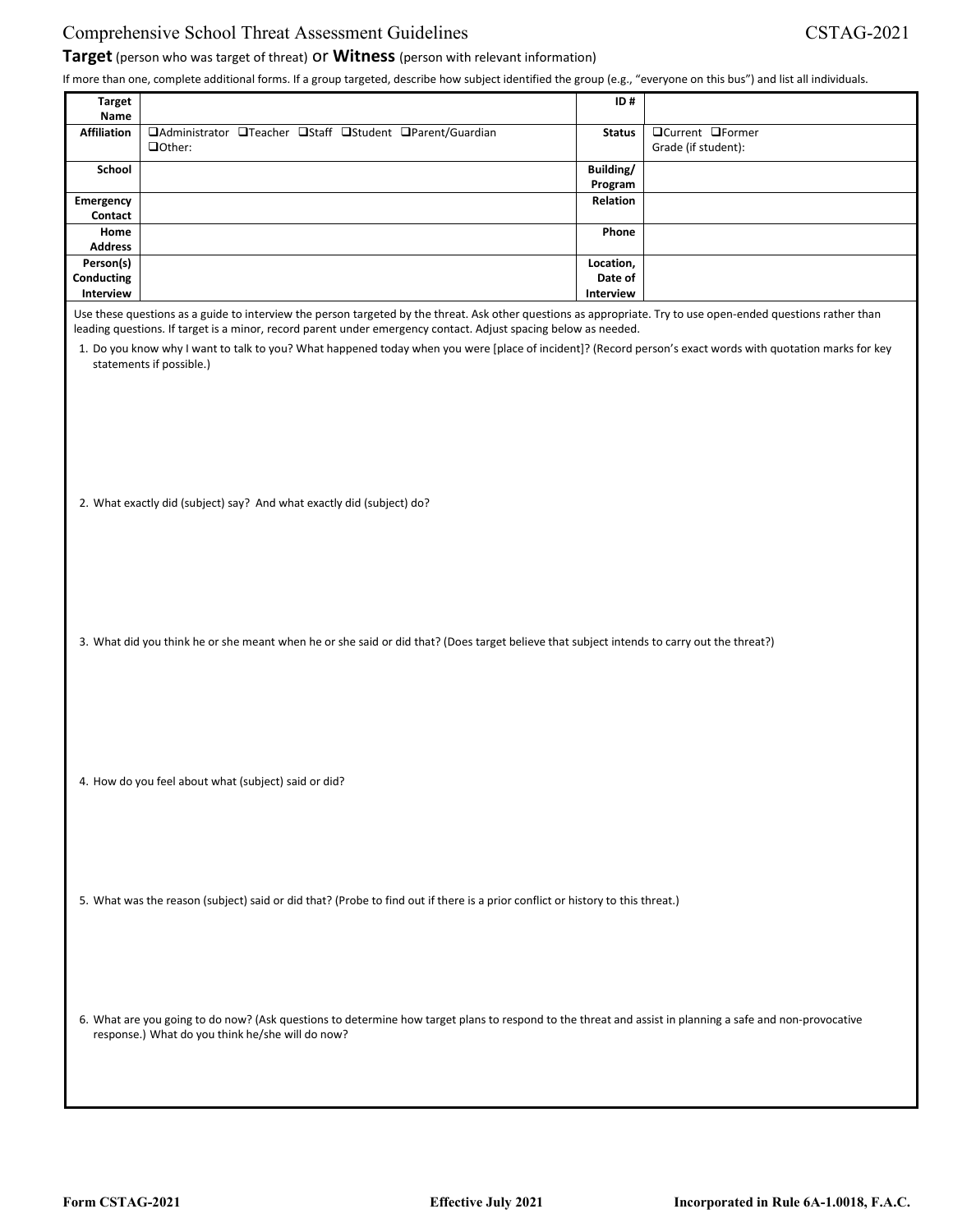# Comprehensive School Threat Assessment Guidelines

CSTAG-2021

**Target** (person who was target of threat) or **Witness** (person with relevant information)

If more than one, complete additional forms. If a group targeted, describe how subject identified the group (e.g., "everyone on this bus") and list all individuals.

| | | | |
|---|---|---|---|
| **Target Name** | | **ID #** | |
| **Affiliation** | ❑Administrator ❑Teacher ❑Staff ❑Student ❑Parent/Guardian ❑Other: | **Status** | ❑Current ❑Former Grade (if student): |
| **School** | | **Building/ Program** | |
| **Emergency Contact** | | **Relation** | |
| **Home Address** | | **Phone** | |
| **Person(s) Conducting Interview** | | **Location, Date of Interview** | |

Use these questions as a guide to interview the person targeted by the threat. Ask other questions as appropriate. Try to use open-ended questions rather than leading questions. If target is a minor, record parent under emergency contact. Adjust spacing below as needed.

1. Do you know why I want to talk to you? What happened today when you were [place of incident]? (Record person's exact words with quotation marks for key statements if possible.)

2. What exactly did (subject) say? And what exactly did (subject) do?

3. What did you think he or she meant when he or she said or did that? (Does target believe that subject intends to carry out the threat?)

4. How do you feel about what (subject) said or did?

5. What was the reason (subject) said or did that? (Probe to find out if there is a prior conflict or history to this threat.)

6. What are you going to do now? (Ask questions to determine how target plans to respond to the threat and assist in planning a safe and non-provocative response.) What do you think he/she will do now?

**Form CSTAG-2021** **Effective July 2021** **Incorporated in Rule 6A-1.0018, F.A.C.**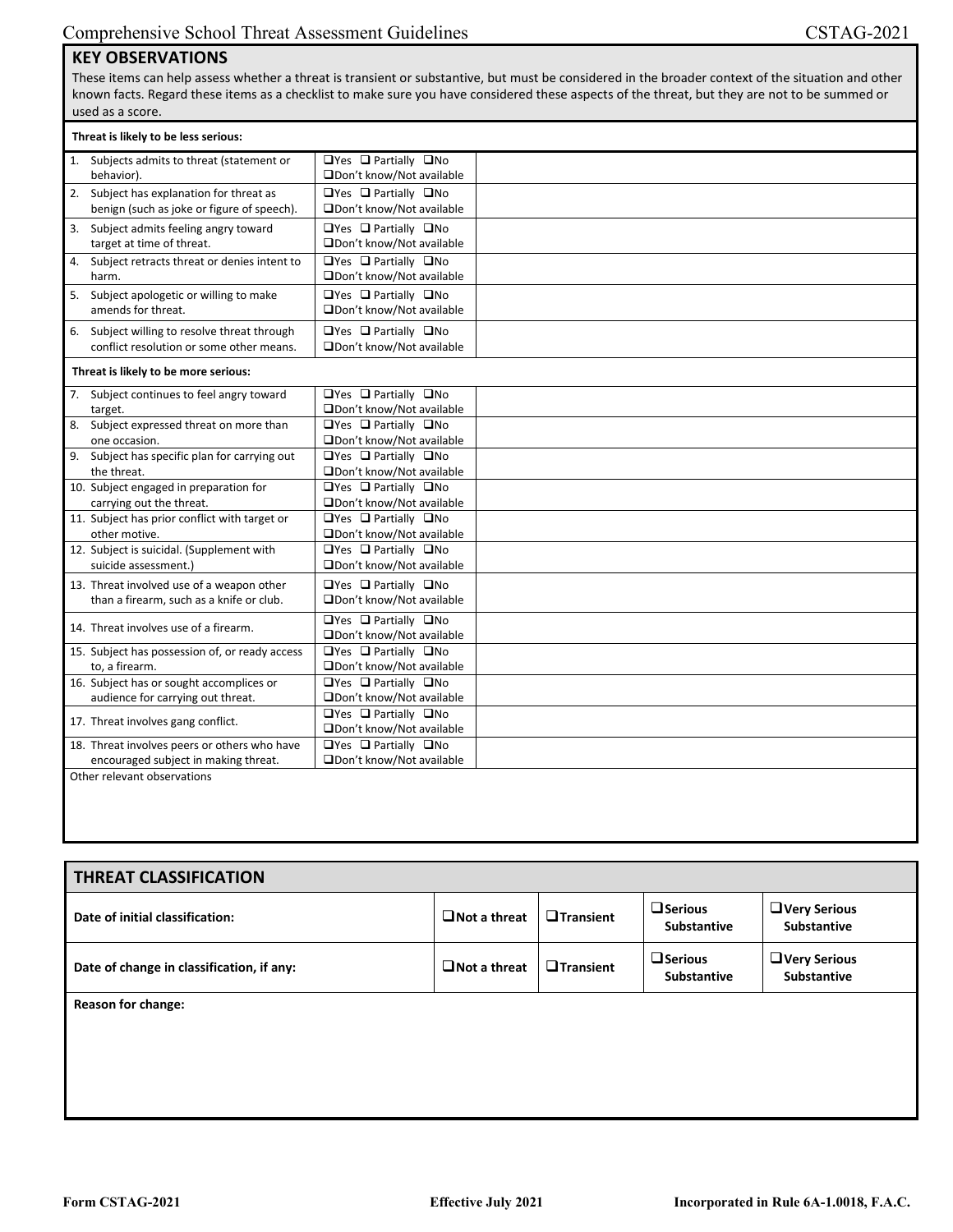## KEY OBSERVATIONS

These items can help assess whether a threat is transient or substantive, but must be considered in the broader context of the situation and other known facts. Regard these items as a checklist to make sure you have considered these aspects of the threat, but they are not to be summed or used as a score.

| Threat is likely to be less serious: | | |
|---|---|---|
| 1. Subjects admits to threat (statement or behavior). | ❑Yes ❑ Partially ❑No ❑Don't know/Not available | |
| 2. Subject has explanation for threat as benign (such as joke or figure of speech). | ❑Yes ❑ Partially ❑No ❑Don't know/Not available | |
| 3. Subject admits feeling angry toward target at time of threat. | ❑Yes ❑ Partially ❑No ❑Don't know/Not available | |
| 4. Subject retracts threat or denies intent to harm. | ❑Yes ❑ Partially ❑No ❑Don't know/Not available | |
| 5. Subject apologetic or willing to make amends for threat. | ❑Yes ❑ Partially ❑No ❑Don't know/Not available | |
| 6. Subject willing to resolve threat through conflict resolution or some other means. | ❑Yes ❑ Partially ❑No ❑Don't know/Not available | |
| **Threat is likely to be more serious:** | | |
| 7. Subject continues to feel angry toward target. | ❑Yes ❑ Partially ❑No ❑Don't know/Not available | |
| 8. Subject expressed threat on more than one occasion. | ❑Yes ❑ Partially ❑No ❑Don't know/Not available | |
| 9. Subject has specific plan for carrying out the threat. | ❑Yes ❑ Partially ❑No ❑Don't know/Not available | |
| 10. Subject engaged in preparation for carrying out the threat. | ❑Yes ❑ Partially ❑No ❑Don't know/Not available | |
| 11. Subject has prior conflict with target or other motive. | ❑Yes ❑ Partially ❑No ❑Don't know/Not available | |
| 12. Subject is suicidal. (Supplement with suicide assessment.) | ❑Yes ❑ Partially ❑No ❑Don't know/Not available | |
| 13. Threat involved use of a weapon other than a firearm, such as a knife or club. | ❑Yes ❑ Partially ❑No ❑Don't know/Not available | |
| 14. Threat involves use of a firearm. | ❑Yes ❑ Partially ❑No ❑Don't know/Not available | |
| 15. Subject has possession of, or ready access to, a firearm. | ❑Yes ❑ Partially ❑No ❑Don't know/Not available | |
| 16. Subject has or sought accomplices or audience for carrying out threat. | ❑Yes ❑ Partially ❑No ❑Don't know/Not available | |
| 17. Threat involves gang conflict. | ❑Yes ❑ Partially ❑No ❑Don't know/Not available | |
| 18. Threat involves peers or others who have encouraged subject in making threat. | ❑Yes ❑ Partially ❑No ❑Don't know/Not available | |

Other relevant observations

## THREAT CLASSIFICATION

| | | | | |
|---|---|---|---|---|
| **Date of initial classification:** | **❑Not a threat** | **❑Transient** | **❑Serious Substantive** | **❑Very Serious Substantive** |
| **Date of change in classification, if any:** | **❑Not a threat** | **❑Transient** | **❑Serious Substantive** | **❑Very Serious Substantive** |

**Reason for change:**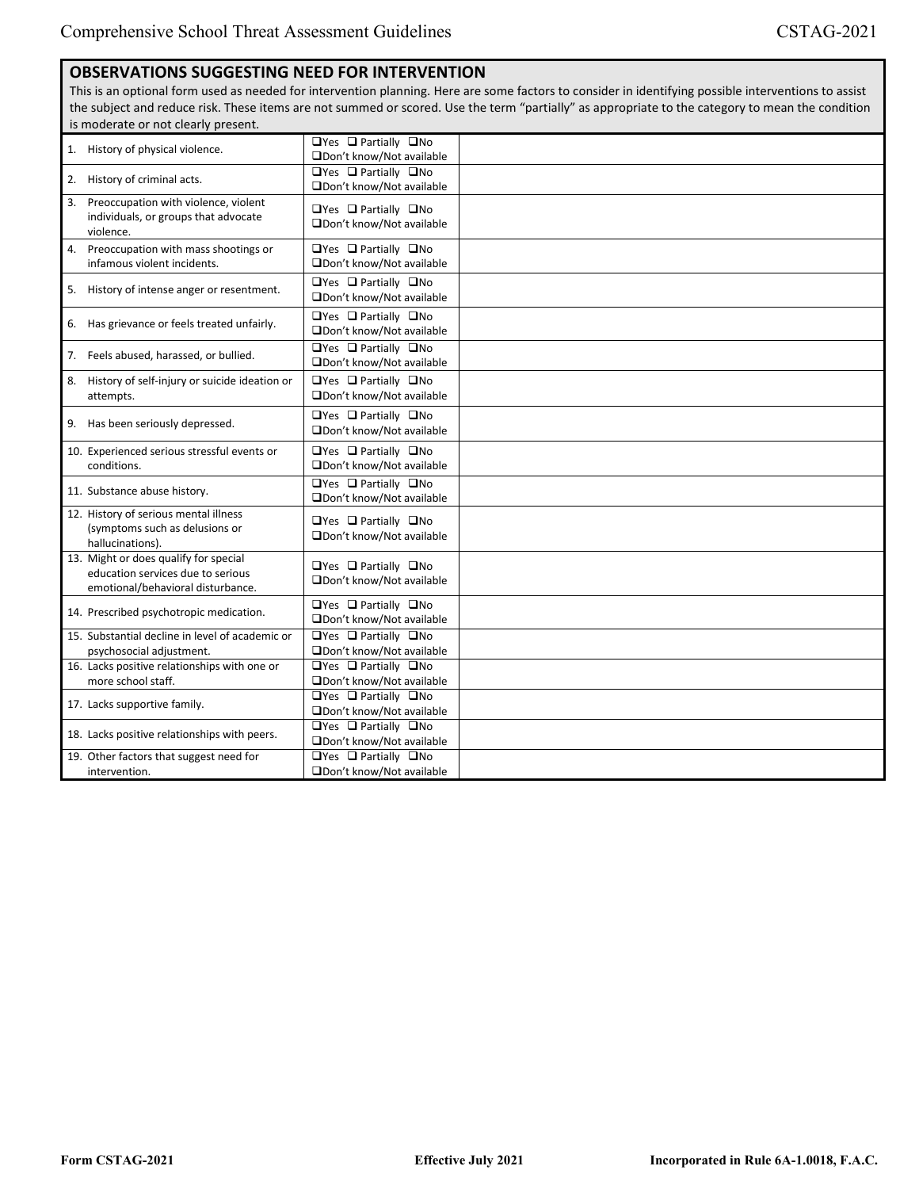## OBSERVATIONS SUGGESTING NEED FOR INTERVENTION

This is an optional form used as needed for intervention planning. Here are some factors to consider in identifying possible interventions to assist the subject and reduce risk. These items are not summed or scored. Use the term "partially" as appropriate to the category to mean the condition is moderate or not clearly present.

| Factor | Response | Notes |
|---|---|---|
| 1. History of physical violence. | ❑Yes ❑ Partially ❑No ❑Don't know/Not available | |
| 2. History of criminal acts. | ❑Yes ❑ Partially ❑No ❑Don't know/Not available | |
| 3. Preoccupation with violence, violent individuals, or groups that advocate violence. | ❑Yes ❑ Partially ❑No ❑Don't know/Not available | |
| 4. Preoccupation with mass shootings or infamous violent incidents. | ❑Yes ❑ Partially ❑No ❑Don't know/Not available | |
| 5. History of intense anger or resentment. | ❑Yes ❑ Partially ❑No ❑Don't know/Not available | |
| 6. Has grievance or feels treated unfairly. | ❑Yes ❑ Partially ❑No ❑Don't know/Not available | |
| 7. Feels abused, harassed, or bullied. | ❑Yes ❑ Partially ❑No ❑Don't know/Not available | |
| 8. History of self-injury or suicide ideation or attempts. | ❑Yes ❑ Partially ❑No ❑Don't know/Not available | |
| 9. Has been seriously depressed. | ❑Yes ❑ Partially ❑No ❑Don't know/Not available | |
| 10. Experienced serious stressful events or conditions. | ❑Yes ❑ Partially ❑No ❑Don't know/Not available | |
| 11. Substance abuse history. | ❑Yes ❑ Partially ❑No ❑Don't know/Not available | |
| 12. History of serious mental illness (symptoms such as delusions or hallucinations). | ❑Yes ❑ Partially ❑No ❑Don't know/Not available | |
| 13. Might or does qualify for special education services due to serious emotional/behavioral disturbance. | ❑Yes ❑ Partially ❑No ❑Don't know/Not available | |
| 14. Prescribed psychotropic medication. | ❑Yes ❑ Partially ❑No ❑Don't know/Not available | |
| 15. Substantial decline in level of academic or psychosocial adjustment. | ❑Yes ❑ Partially ❑No ❑Don't know/Not available | |
| 16. Lacks positive relationships with one or more school staff. | ❑Yes ❑ Partially ❑No ❑Don't know/Not available | |
| 17. Lacks supportive family. | ❑Yes ❑ Partially ❑No ❑Don't know/Not available | |
| 18. Lacks positive relationships with peers. | ❑Yes ❑ Partially ❑No ❑Don't know/Not available | |
| 19. Other factors that suggest need for intervention. | ❑Yes ❑ Partially ❑No ❑Don't know/Not available | |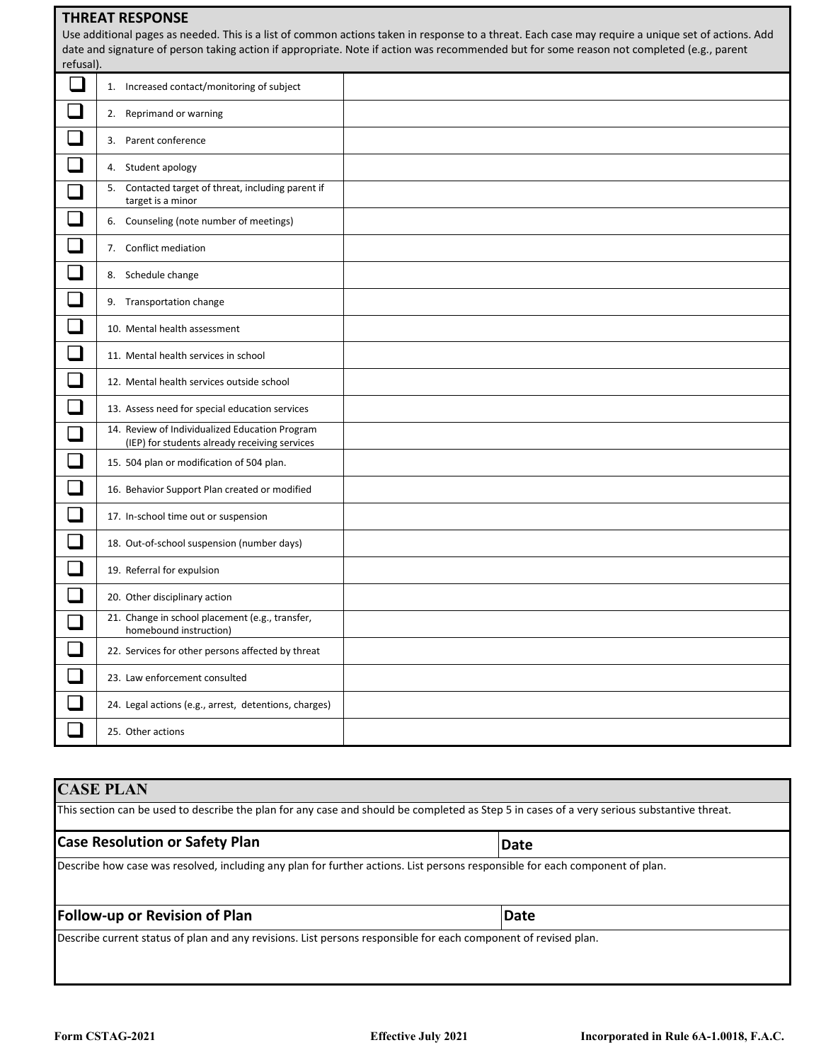## THREAT RESPONSE

Use additional pages as needed. This is a list of common actions taken in response to a threat. Each case may require a unique set of actions. Add date and signature of person taking action if appropriate. Note if action was recommended but for some reason not completed (e.g., parent refusal).

| | | |
|---|---|---|
| ☐ | 1. Increased contact/monitoring of subject | |
| ☐ | 2. Reprimand or warning | |
| ☐ | 3. Parent conference | |
| ☐ | 4. Student apology | |
| ☐ | 5. Contacted target of threat, including parent if target is a minor | |
| ☐ | 6. Counseling (note number of meetings) | |
| ☐ | 7. Conflict mediation | |
| ☐ | 8. Schedule change | |
| ☐ | 9. Transportation change | |
| ☐ | 10. Mental health assessment | |
| ☐ | 11. Mental health services in school | |
| ☐ | 12. Mental health services outside school | |
| ☐ | 13. Assess need for special education services | |
| ☐ | 14. Review of Individualized Education Program (IEP) for students already receiving services | |
| ☐ | 15. 504 plan or modification of 504 plan. | |
| ☐ | 16. Behavior Support Plan created or modified | |
| ☐ | 17. In-school time out or suspension | |
| ☐ | 18. Out-of-school suspension (number days) | |
| ☐ | 19. Referral for expulsion | |
| ☐ | 20. Other disciplinary action | |
| ☐ | 21. Change in school placement (e.g., transfer, homebound instruction) | |
| ☐ | 22. Services for other persons affected by threat | |
| ☐ | 23. Law enforcement consulted | |
| ☐ | 24. Legal actions (e.g., arrest, detentions, charges) | |
| ☐ | 25. Other actions | |

## CASE PLAN

This section can be used to describe the plan for any case and should be completed as Step 5 in cases of a very serious substantive threat.

| **Case Resolution or Safety Plan** | **Date** |
|---|---|
| Describe how case was resolved, including any plan for further actions. List persons responsible for each component of plan. | |

| **Follow-up or Revision of Plan** | **Date** |
|---|---|
| Describe current status of plan and any revisions. List persons responsible for each component of revised plan. | |

Form CSTAG-2021 | Effective July 2021 | Incorporated in Rule 6A-1.0018, F.A.C.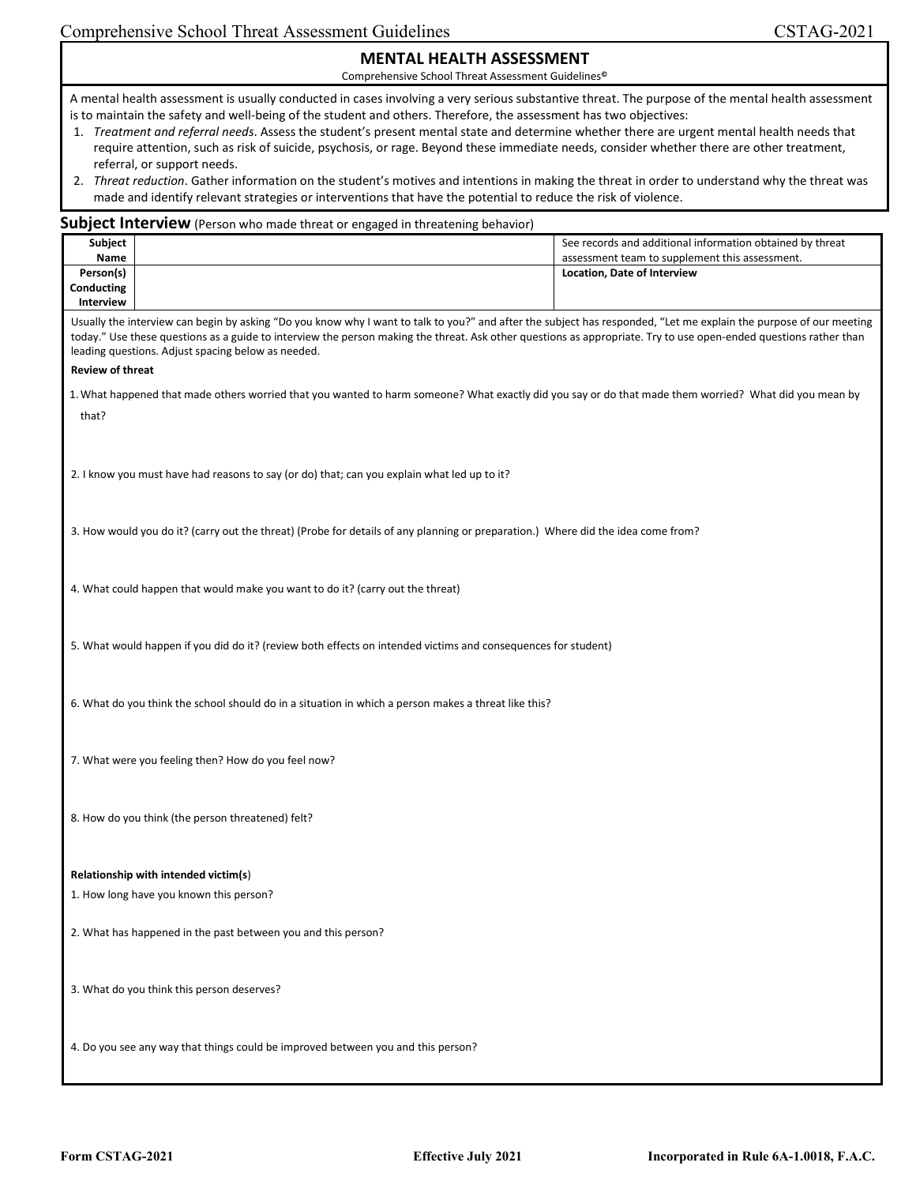## MENTAL HEALTH ASSESSMENT

Comprehensive School Threat Assessment Guidelines©

A mental health assessment is usually conducted in cases involving a very serious substantive threat. The purpose of the mental health assessment is to maintain the safety and well-being of the student and others. Therefore, the assessment has two objectives:

1. *Treatment and referral needs*. Assess the student's present mental state and determine whether there are urgent mental health needs that require attention, such as risk of suicide, psychosis, or rage. Beyond these immediate needs, consider whether there are other treatment, referral, or support needs.
2. *Threat reduction*. Gather information on the student's motives and intentions in making the threat in order to understand why the threat was made and identify relevant strategies or interventions that have the potential to reduce the risk of violence.

### Subject Interview (Person who made threat or engaged in threatening behavior)

| **Subject Name** | | See records and additional information obtained by threat assessment team to supplement this assessment. |
|---|---|---|
| **Person(s) Conducting Interview** | | **Location, Date of Interview** |

Usually the interview can begin by asking "Do you know why I want to talk to you?" and after the subject has responded, "Let me explain the purpose of our meeting today." Use these questions as a guide to interview the person making the threat. Ask other questions as appropriate. Try to use open-ended questions rather than leading questions. Adjust spacing below as needed.

**Review of threat**

1. What happened that made others worried that you wanted to harm someone? What exactly did you say or do that made them worried? What did you mean by that?

2. I know you must have had reasons to say (or do) that; can you explain what led up to it?

3. How would you do it? (carry out the threat) (Probe for details of any planning or preparation.) Where did the idea come from?

4. What could happen that would make you want to do it? (carry out the threat)

5. What would happen if you did do it? (review both effects on intended victims and consequences for student)

6. What do you think the school should do in a situation in which a person makes a threat like this?

7. What were you feeling then? How do you feel now?

8. How do you think (the person threatened) felt?

**Relationship with intended victim(s)**

1. How long have you known this person?

2. What has happened in the past between you and this person?

3. What do you think this person deserves?

4. Do you see any way that things could be improved between you and this person?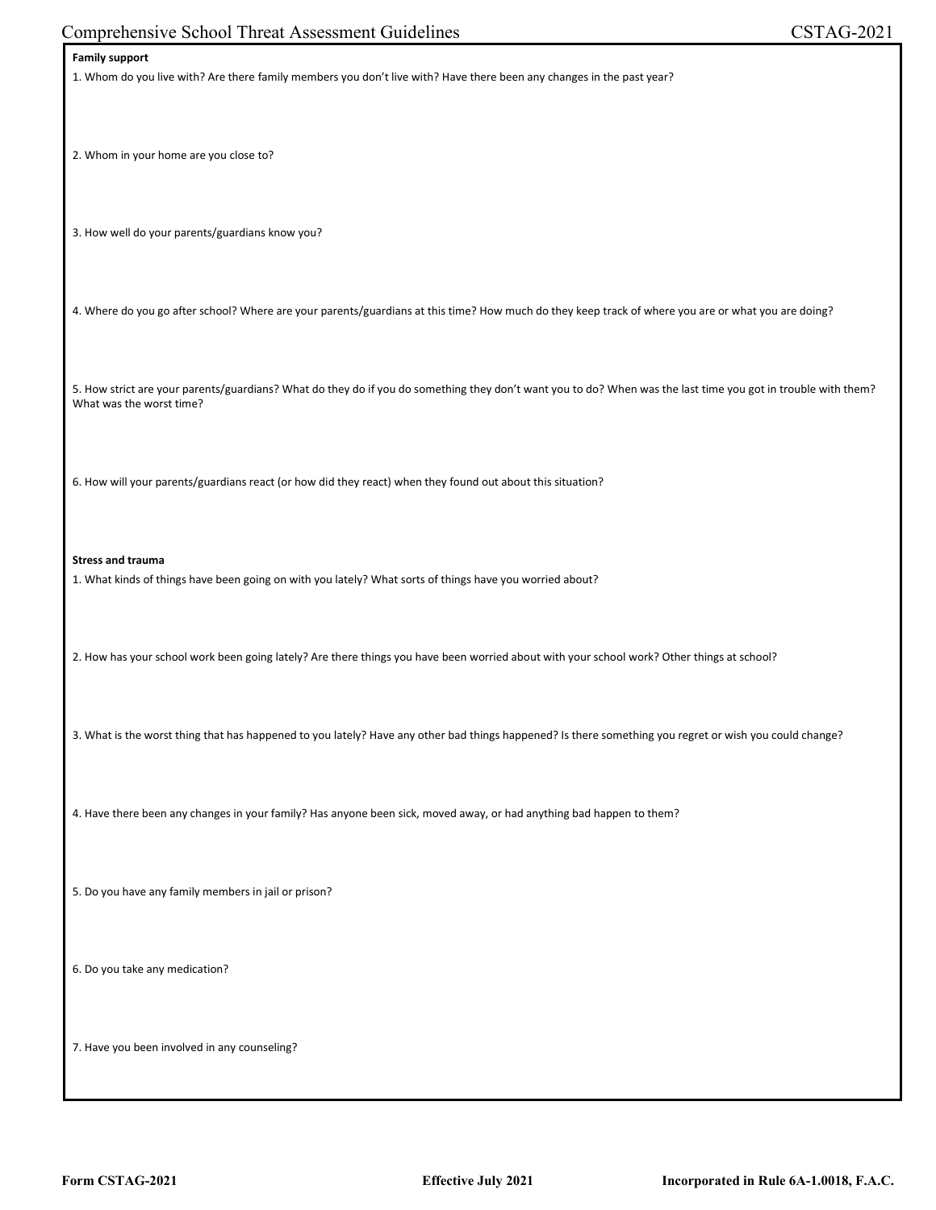**Family support**

1. Whom do you live with? Are there family members you don't live with? Have there been any changes in the past year?

2. Whom in your home are you close to?

3. How well do your parents/guardians know you?

4. Where do you go after school? Where are your parents/guardians at this time? How much do they keep track of where you are or what you are doing?

5. How strict are your parents/guardians? What do they do if you do something they don't want you to do? When was the last time you got in trouble with them? What was the worst time?

6. How will your parents/guardians react (or how did they react) when they found out about this situation?

**Stress and trauma**

1. What kinds of things have been going on with you lately? What sorts of things have you worried about?

2. How has your school work been going lately? Are there things you have been worried about with your school work? Other things at school?

3. What is the worst thing that has happened to you lately? Have any other bad things happened? Is there something you regret or wish you could change?

4. Have there been any changes in your family? Has anyone been sick, moved away, or had anything bad happen to them?

5. Do you have any family members in jail or prison?

6. Do you take any medication?

7. Have you been involved in any counseling?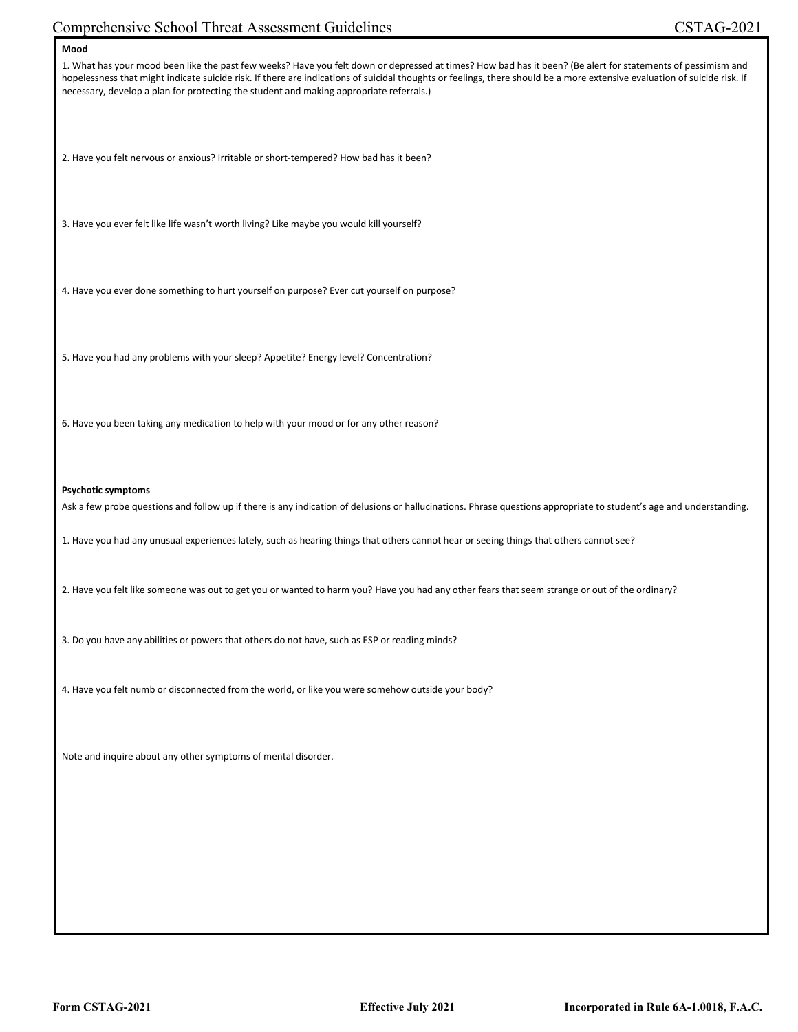**Mood**

1. What has your mood been like the past few weeks? Have you felt down or depressed at times? How bad has it been? (Be alert for statements of pessimism and hopelessness that might indicate suicide risk. If there are indications of suicidal thoughts or feelings, there should be a more extensive evaluation of suicide risk. If necessary, develop a plan for protecting the student and making appropriate referrals.)

2. Have you felt nervous or anxious? Irritable or short-tempered? How bad has it been?

3. Have you ever felt like life wasn't worth living? Like maybe you would kill yourself?

4. Have you ever done something to hurt yourself on purpose? Ever cut yourself on purpose?

5. Have you had any problems with your sleep? Appetite? Energy level? Concentration?

6. Have you been taking any medication to help with your mood or for any other reason?

**Psychotic symptoms**

Ask a few probe questions and follow up if there is any indication of delusions or hallucinations. Phrase questions appropriate to student's age and understanding.

1. Have you had any unusual experiences lately, such as hearing things that others cannot hear or seeing things that others cannot see?

2. Have you felt like someone was out to get you or wanted to harm you? Have you had any other fears that seem strange or out of the ordinary?

3. Do you have any abilities or powers that others do not have, such as ESP or reading minds?

4. Have you felt numb or disconnected from the world, or like you were somehow outside your body?

Note and inquire about any other symptoms of mental disorder.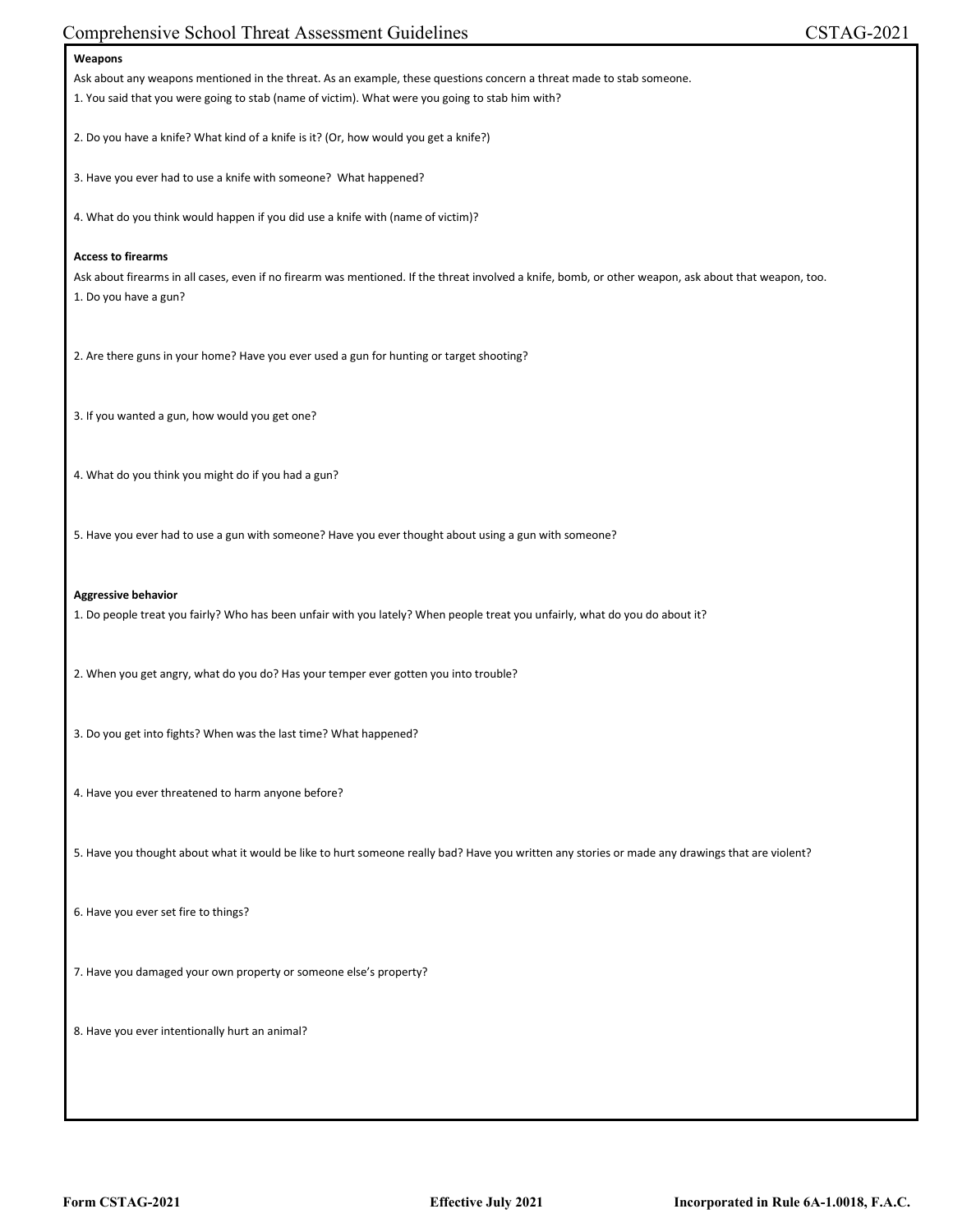**Weapons**

Ask about any weapons mentioned in the threat. As an example, these questions concern a threat made to stab someone.

1. You said that you were going to stab (name of victim). What were you going to stab him with?

2. Do you have a knife? What kind of a knife is it? (Or, how would you get a knife?)

3. Have you ever had to use a knife with someone? What happened?

4. What do you think would happen if you did use a knife with (name of victim)?

**Access to firearms**

Ask about firearms in all cases, even if no firearm was mentioned. If the threat involved a knife, bomb, or other weapon, ask about that weapon, too.

1. Do you have a gun?

2. Are there guns in your home? Have you ever used a gun for hunting or target shooting?

3. If you wanted a gun, how would you get one?

4. What do you think you might do if you had a gun?

5. Have you ever had to use a gun with someone? Have you ever thought about using a gun with someone?

**Aggressive behavior**

1. Do people treat you fairly? Who has been unfair with you lately? When people treat you unfairly, what do you do about it?

2. When you get angry, what do you do? Has your temper ever gotten you into trouble?

3. Do you get into fights? When was the last time? What happened?

4. Have you ever threatened to harm anyone before?

5. Have you thought about what it would be like to hurt someone really bad? Have you written any stories or made any drawings that are violent?

6. Have you ever set fire to things?

7. Have you damaged your own property or someone else's property?

8. Have you ever intentionally hurt an animal?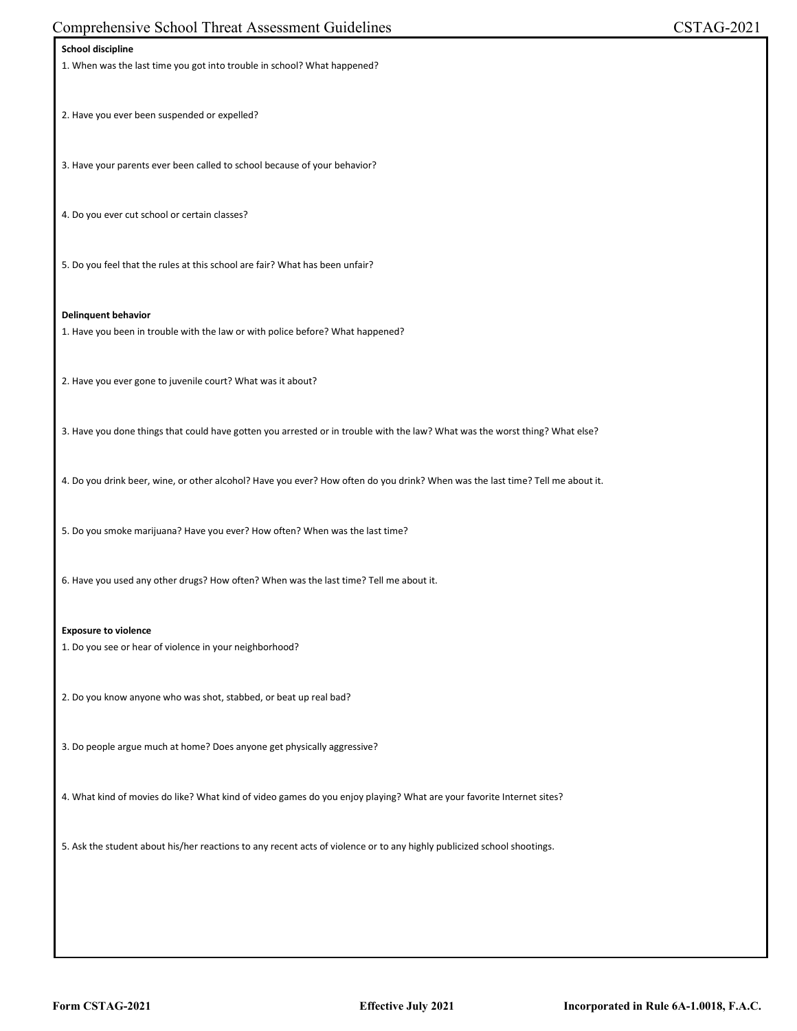**School discipline**

1. When was the last time you got into trouble in school? What happened?

2. Have you ever been suspended or expelled?

3. Have your parents ever been called to school because of your behavior?

4. Do you ever cut school or certain classes?

5. Do you feel that the rules at this school are fair? What has been unfair?

**Delinquent behavior**

1. Have you been in trouble with the law or with police before? What happened?

2. Have you ever gone to juvenile court? What was it about?

3. Have you done things that could have gotten you arrested or in trouble with the law? What was the worst thing? What else?

4. Do you drink beer, wine, or other alcohol? Have you ever? How often do you drink? When was the last time? Tell me about it.

5. Do you smoke marijuana? Have you ever? How often? When was the last time?

6. Have you used any other drugs? How often? When was the last time? Tell me about it.

**Exposure to violence**

1. Do you see or hear of violence in your neighborhood?

2. Do you know anyone who was shot, stabbed, or beat up real bad?

3. Do people argue much at home? Does anyone get physically aggressive?

4. What kind of movies do like? What kind of video games do you enjoy playing? What are your favorite Internet sites?

5. Ask the student about his/her reactions to any recent acts of violence or to any highly publicized school shootings.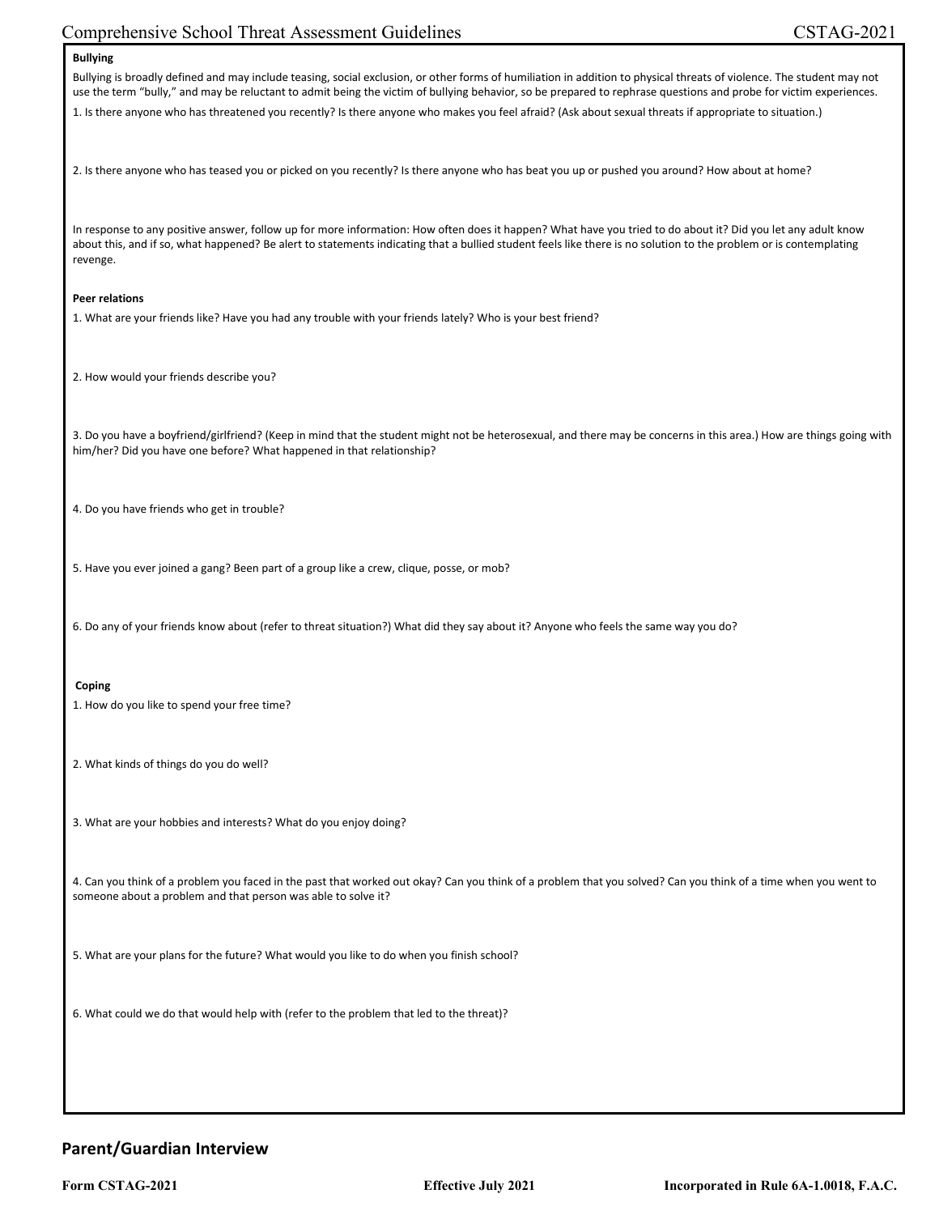**Bullying**

Bullying is broadly defined and may include teasing, social exclusion, or other forms of humiliation in addition to physical threats of violence. The student may not use the term "bully," and may be reluctant to admit being the victim of bullying behavior, so be prepared to rephrase questions and probe for victim experiences.

1. Is there anyone who has threatened you recently? Is there anyone who makes you feel afraid? (Ask about sexual threats if appropriate to situation.)

2. Is there anyone who has teased you or picked on you recently? Is there anyone who has beat you up or pushed you around? How about at home?

In response to any positive answer, follow up for more information: How often does it happen? What have you tried to do about it? Did you let any adult know about this, and if so, what happened? Be alert to statements indicating that a bullied student feels like there is no solution to the problem or is contemplating revenge.

**Peer relations**

1. What are your friends like? Have you had any trouble with your friends lately? Who is your best friend?

2. How would your friends describe you?

3. Do you have a boyfriend/girlfriend? (Keep in mind that the student might not be heterosexual, and there may be concerns in this area.) How are things going with him/her? Did you have one before? What happened in that relationship?

4. Do you have friends who get in trouble?

5. Have you ever joined a gang? Been part of a group like a crew, clique, posse, or mob?

6. Do any of your friends know about (refer to threat situation?) What did they say about it? Anyone who feels the same way you do?

**Coping**

1. How do you like to spend your free time?

2. What kinds of things do you do well?

3. What are your hobbies and interests? What do you enjoy doing?

4. Can you think of a problem you faced in the past that worked out okay? Can you think of a problem that you solved? Can you think of a time when you went to someone about a problem and that person was able to solve it?

5. What are your plans for the future? What would you like to do when you finish school?

6. What could we do that would help with (refer to the problem that led to the threat)?

## Parent/Guardian Interview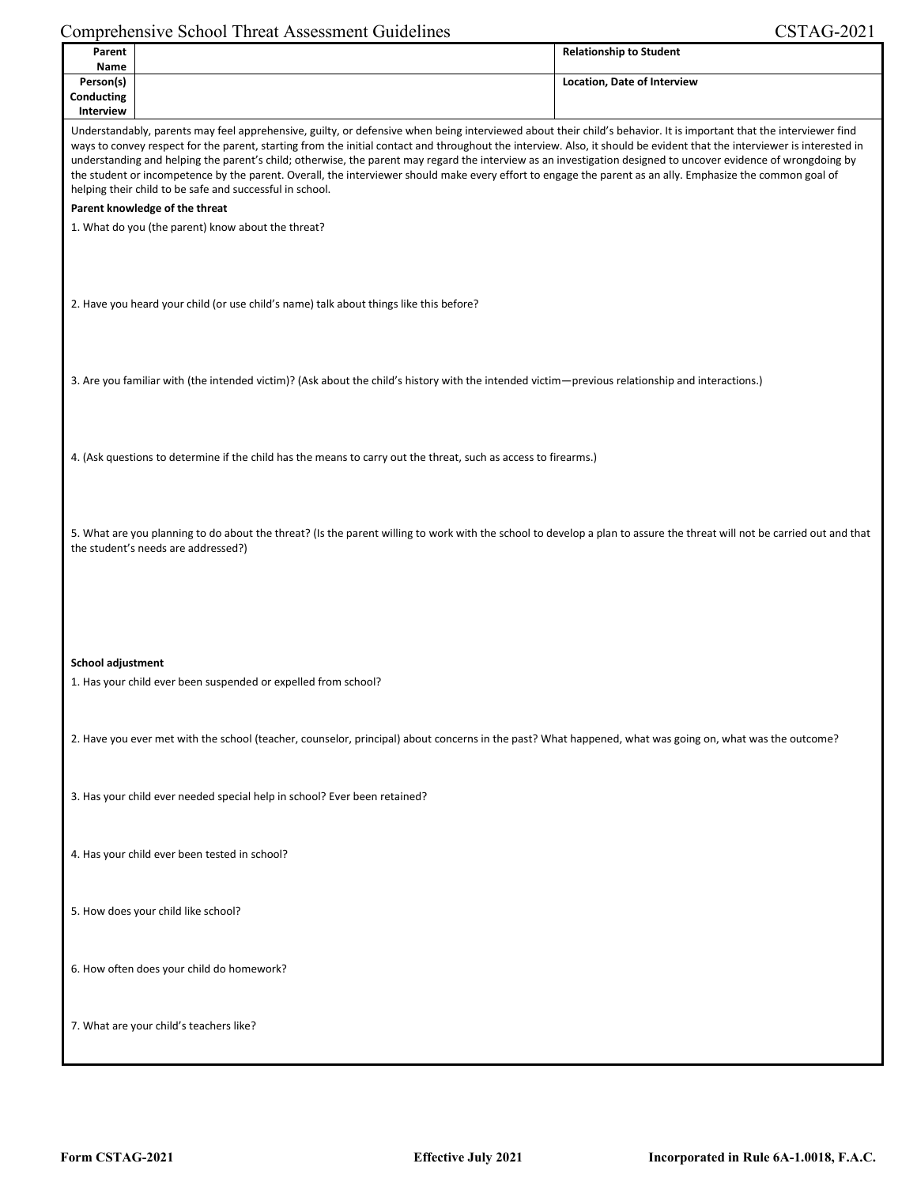| Parent Name | | Relationship to Student |
| --- | --- | --- |
| Person(s) Conducting Interview | | Location, Date of Interview |

Understandably, parents may feel apprehensive, guilty, or defensive when being interviewed about their child's behavior. It is important that the interviewer find ways to convey respect for the parent, starting from the initial contact and throughout the interview. Also, it should be evident that the interviewer is interested in understanding and helping the parent's child; otherwise, the parent may regard the interview as an investigation designed to uncover evidence of wrongdoing by the student or incompetence by the parent. Overall, the interviewer should make every effort to engage the parent as an ally. Emphasize the common goal of helping their child to be safe and successful in school.

**Parent knowledge of the threat**

1. What do you (the parent) know about the threat?

2. Have you heard your child (or use child's name) talk about things like this before?

3. Are you familiar with (the intended victim)? (Ask about the child's history with the intended victim—previous relationship and interactions.)

4. (Ask questions to determine if the child has the means to carry out the threat, such as access to firearms.)

5. What are you planning to do about the threat? (Is the parent willing to work with the school to develop a plan to assure the threat will not be carried out and that the student's needs are addressed?)

**School adjustment**

1. Has your child ever been suspended or expelled from school?

2. Have you ever met with the school (teacher, counselor, principal) about concerns in the past? What happened, what was going on, what was the outcome?

3. Has your child ever needed special help in school? Ever been retained?

4. Has your child ever been tested in school?

5. How does your child like school?

6. How often does your child do homework?

7. What are your child's teachers like?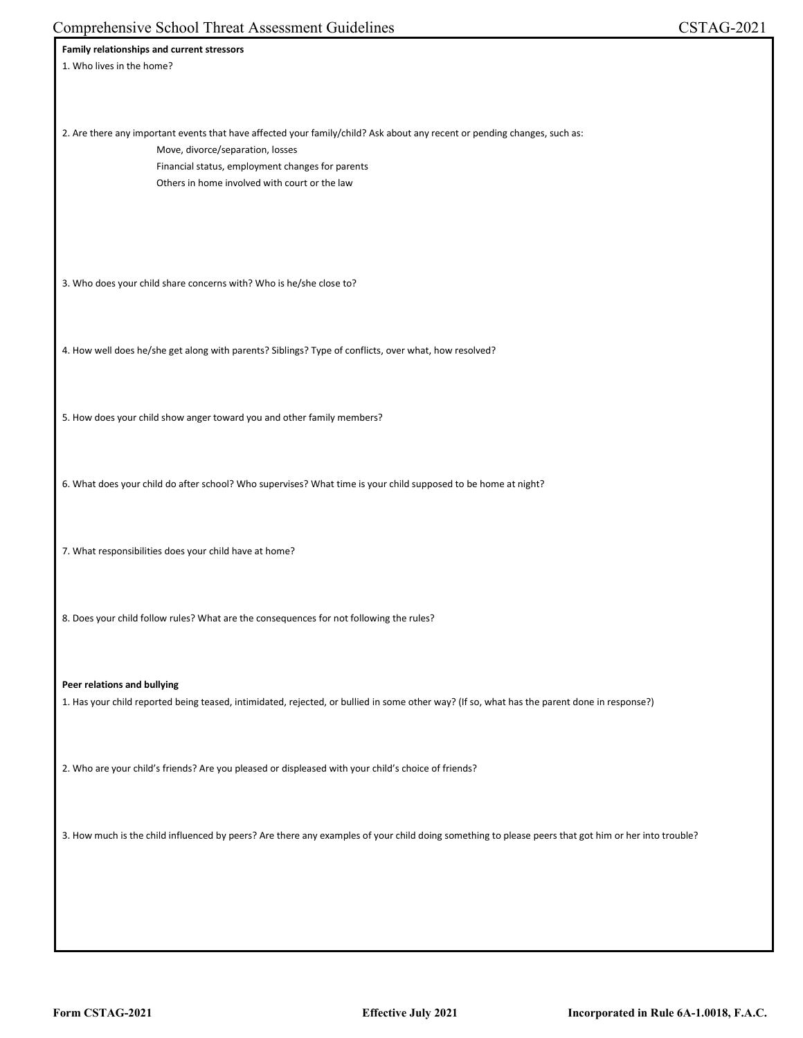**Family relationships and current stressors**

1. Who lives in the home?

2. Are there any important events that have affected your family/child? Ask about any recent or pending changes, such as:
   - Move, divorce/separation, losses
   - Financial status, employment changes for parents
   - Others in home involved with court or the law

3. Who does your child share concerns with? Who is he/she close to?

4. How well does he/she get along with parents? Siblings? Type of conflicts, over what, how resolved?

5. How does your child show anger toward you and other family members?

6. What does your child do after school? Who supervises? What time is your child supposed to be home at night?

7. What responsibilities does your child have at home?

8. Does your child follow rules? What are the consequences for not following the rules?

**Peer relations and bullying**

1. Has your child reported being teased, intimidated, rejected, or bullied in some other way? (If so, what has the parent done in response?)

2. Who are your child's friends? Are you pleased or displeased with your child's choice of friends?

3. How much is the child influenced by peers? Are there any examples of your child doing something to please peers that got him or her into trouble?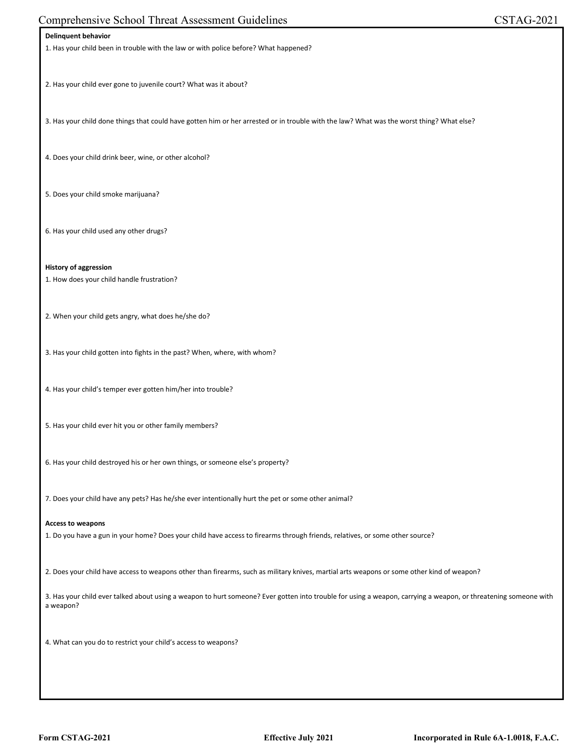**Delinquent behavior**

1. Has your child been in trouble with the law or with police before? What happened?

2. Has your child ever gone to juvenile court? What was it about?

3. Has your child done things that could have gotten him or her arrested or in trouble with the law? What was the worst thing? What else?

4. Does your child drink beer, wine, or other alcohol?

5. Does your child smoke marijuana?

6. Has your child used any other drugs?

**History of aggression**

1. How does your child handle frustration?

2. When your child gets angry, what does he/she do?

3. Has your child gotten into fights in the past? When, where, with whom?

4. Has your child's temper ever gotten him/her into trouble?

5. Has your child ever hit you or other family members?

6. Has your child destroyed his or her own things, or someone else's property?

7. Does your child have any pets? Has he/she ever intentionally hurt the pet or some other animal?

**Access to weapons**

1. Do you have a gun in your home? Does your child have access to firearms through friends, relatives, or some other source?

2. Does your child have access to weapons other than firearms, such as military knives, martial arts weapons or some other kind of weapon?

3. Has your child ever talked about using a weapon to hurt someone? Ever gotten into trouble for using a weapon, carrying a weapon, or threatening someone with a weapon?

4. What can you do to restrict your child's access to weapons?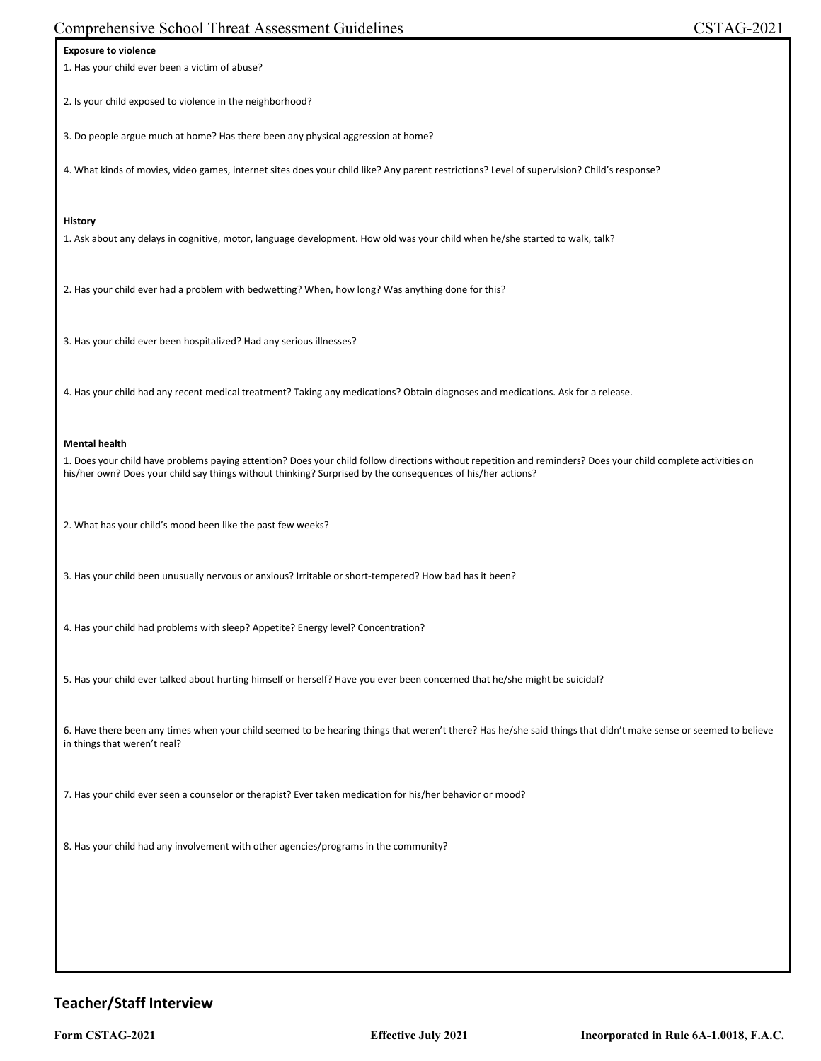**Exposure to violence**

1. Has your child ever been a victim of abuse?

2. Is your child exposed to violence in the neighborhood?

3. Do people argue much at home? Has there been any physical aggression at home?

4. What kinds of movies, video games, internet sites does your child like? Any parent restrictions? Level of supervision? Child's response?

**History**

1. Ask about any delays in cognitive, motor, language development. How old was your child when he/she started to walk, talk?

2. Has your child ever had a problem with bedwetting? When, how long? Was anything done for this?

3. Has your child ever been hospitalized? Had any serious illnesses?

4. Has your child had any recent medical treatment? Taking any medications? Obtain diagnoses and medications. Ask for a release.

**Mental health**

1. Does your child have problems paying attention? Does your child follow directions without repetition and reminders? Does your child complete activities on his/her own? Does your child say things without thinking? Surprised by the consequences of his/her actions?

2. What has your child's mood been like the past few weeks?

3. Has your child been unusually nervous or anxious? Irritable or short-tempered? How bad has it been?

4. Has your child had problems with sleep? Appetite? Energy level? Concentration?

5. Has your child ever talked about hurting himself or herself? Have you ever been concerned that he/she might be suicidal?

6. Have there been any times when your child seemed to be hearing things that weren't there? Has he/she said things that didn't make sense or seemed to believe in things that weren't real?

7. Has your child ever seen a counselor or therapist? Ever taken medication for his/her behavior or mood?

8. Has your child had any involvement with other agencies/programs in the community?

## Teacher/Staff Interview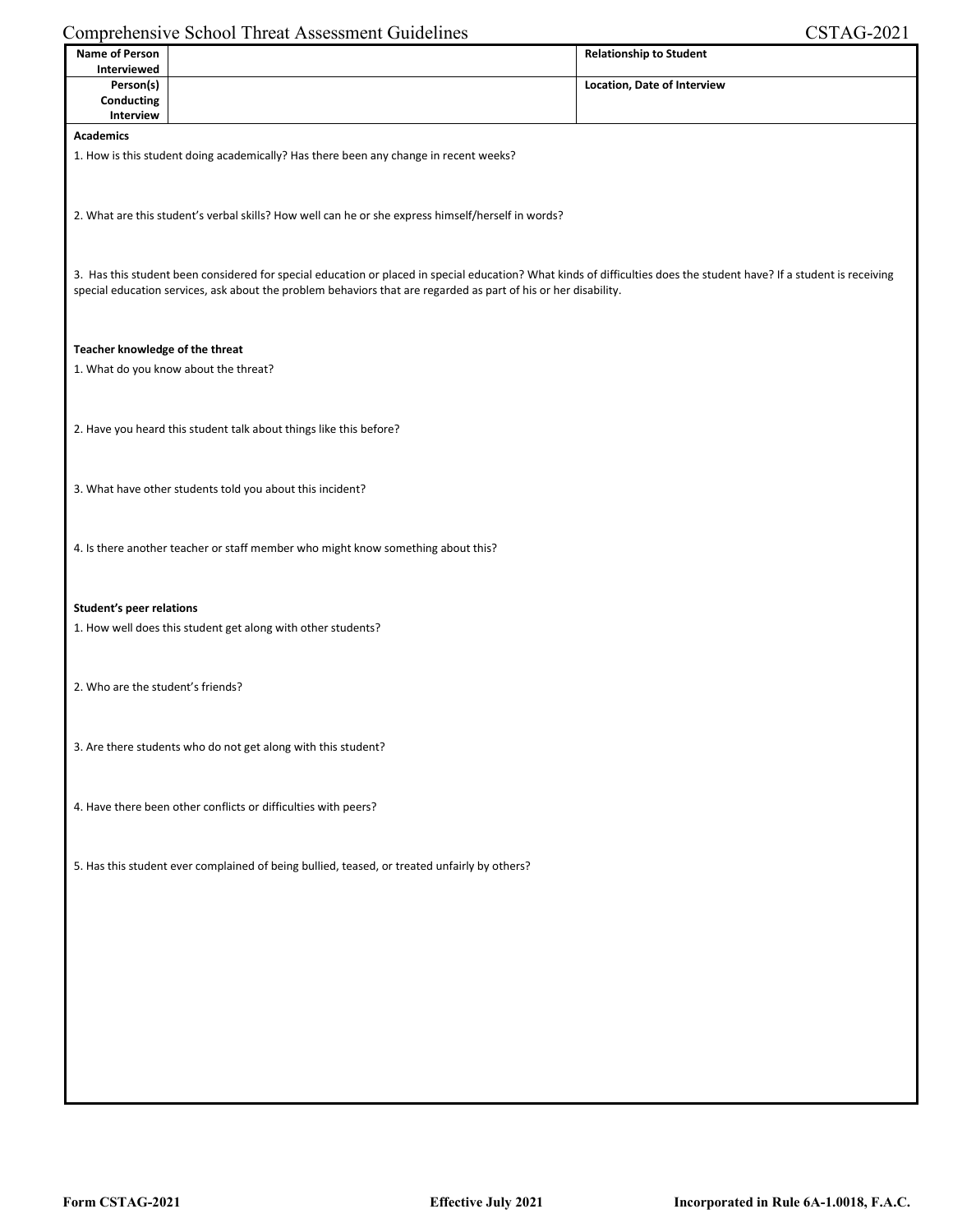| Name of Person Interviewed | | Relationship to Student |
|---|---|---|
| Person(s) Conducting Interview | | Location, Date of Interview |

**Academics**

1. How is this student doing academically? Has there been any change in recent weeks?

2. What are this student's verbal skills? How well can he or she express himself/herself in words?

3. Has this student been considered for special education or placed in special education? What kinds of difficulties does the student have? If a student is receiving special education services, ask about the problem behaviors that are regarded as part of his or her disability.

**Teacher knowledge of the threat**

1. What do you know about the threat?

2. Have you heard this student talk about things like this before?

3. What have other students told you about this incident?

4. Is there another teacher or staff member who might know something about this?

**Student's peer relations**

1. How well does this student get along with other students?

2. Who are the student's friends?

3. Are there students who do not get along with this student?

4. Have there been other conflicts or difficulties with peers?

5. Has this student ever complained of being bullied, teased, or treated unfairly by others?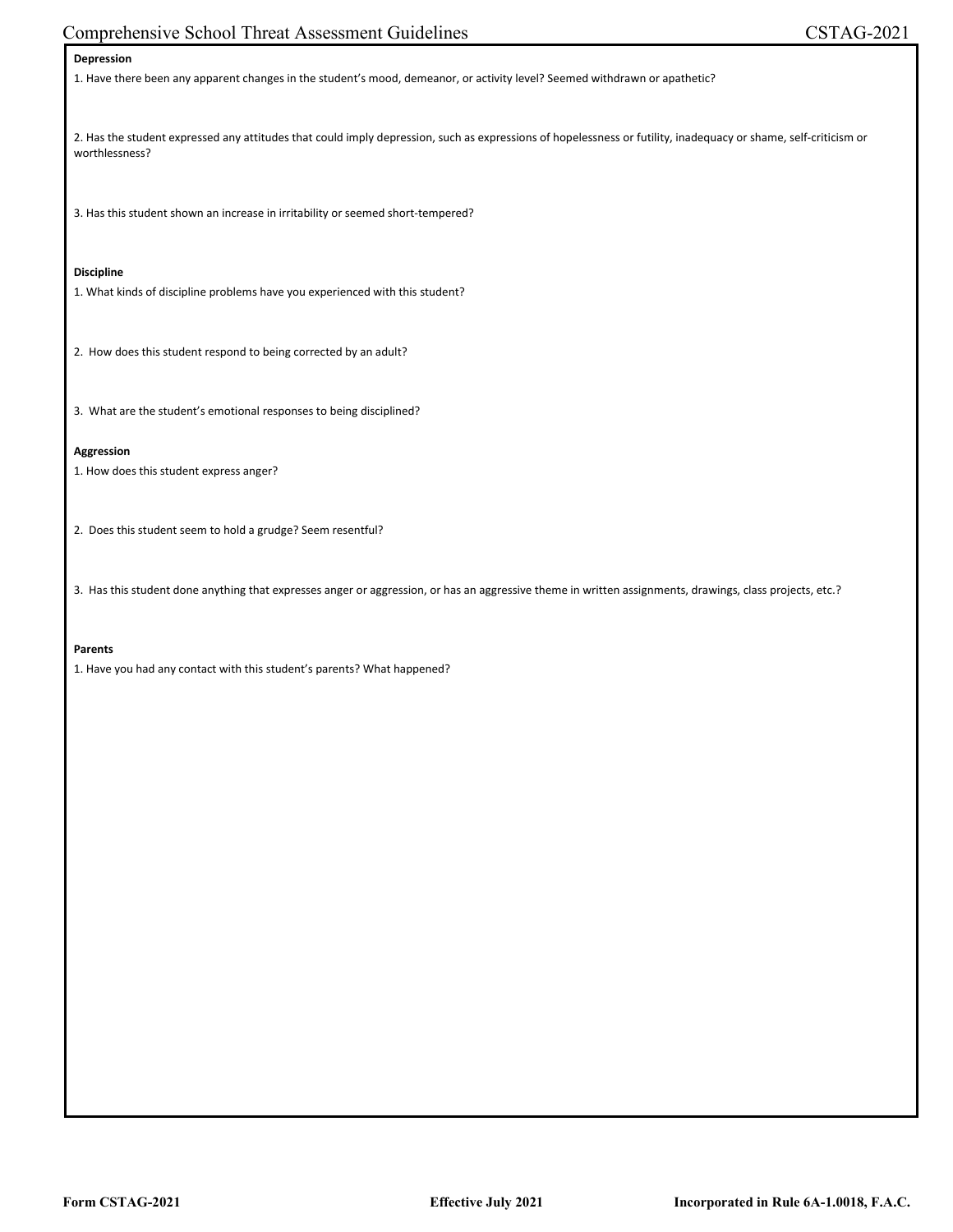**Depression**

1. Have there been any apparent changes in the student's mood, demeanor, or activity level? Seemed withdrawn or apathetic?

2. Has the student expressed any attitudes that could imply depression, such as expressions of hopelessness or futility, inadequacy or shame, self-criticism or worthlessness?

3. Has this student shown an increase in irritability or seemed short-tempered?

**Discipline**

1. What kinds of discipline problems have you experienced with this student?

2. How does this student respond to being corrected by an adult?

3. What are the student's emotional responses to being disciplined?

**Aggression**

1. How does this student express anger?

2. Does this student seem to hold a grudge? Seem resentful?

3. Has this student done anything that expresses anger or aggression, or has an aggressive theme in written assignments, drawings, class projects, etc.?

**Parents**

1. Have you had any contact with this student's parents? What happened?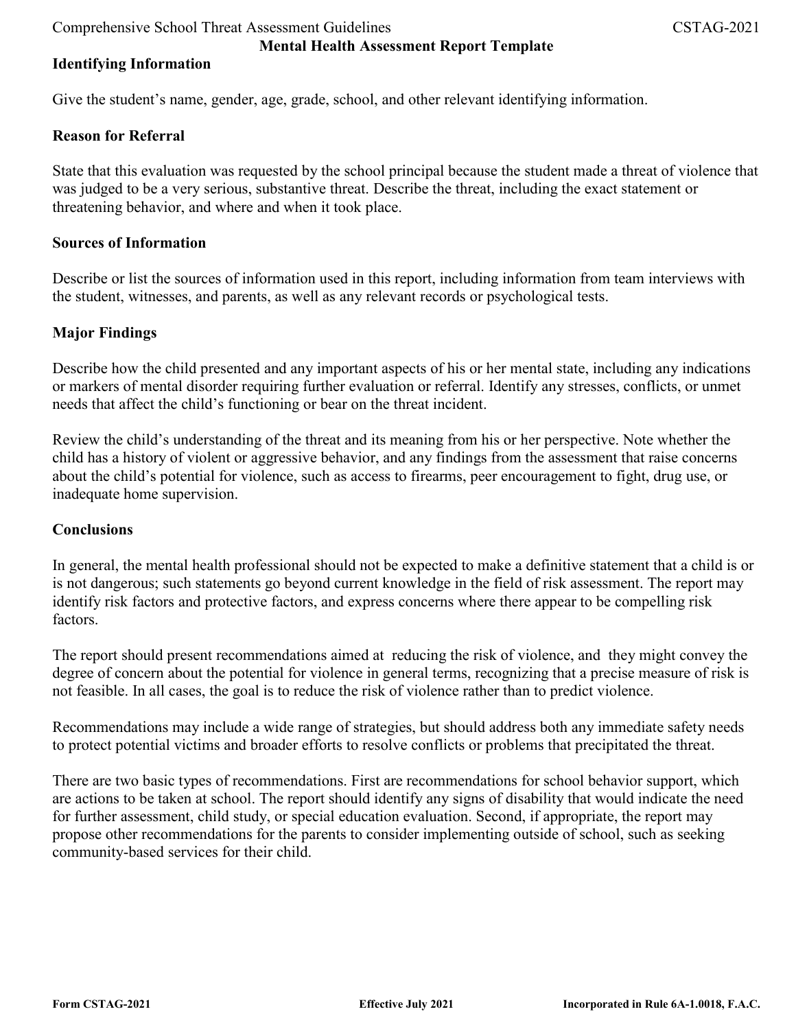# Mental Health Assessment Report Template

## Identifying Information

Give the student's name, gender, age, grade, school, and other relevant identifying information.

## Reason for Referral

State that this evaluation was requested by the school principal because the student made a threat of violence that was judged to be a very serious, substantive threat. Describe the threat, including the exact statement or threatening behavior, and where and when it took place.

## Sources of Information

Describe or list the sources of information used in this report, including information from team interviews with the student, witnesses, and parents, as well as any relevant records or psychological tests.

## Major Findings

Describe how the child presented and any important aspects of his or her mental state, including any indications or markers of mental disorder requiring further evaluation or referral. Identify any stresses, conflicts, or unmet needs that affect the child's functioning or bear on the threat incident.

Review the child's understanding of the threat and its meaning from his or her perspective. Note whether the child has a history of violent or aggressive behavior, and any findings from the assessment that raise concerns about the child's potential for violence, such as access to firearms, peer encouragement to fight, drug use, or inadequate home supervision.

## Conclusions

In general, the mental health professional should not be expected to make a definitive statement that a child is or is not dangerous; such statements go beyond current knowledge in the field of risk assessment. The report may identify risk factors and protective factors, and express concerns where there appear to be compelling risk factors.

The report should present recommendations aimed at reducing the risk of violence, and they might convey the degree of concern about the potential for violence in general terms, recognizing that a precise measure of risk is not feasible. In all cases, the goal is to reduce the risk of violence rather than to predict violence.

Recommendations may include a wide range of strategies, but should address both any immediate safety needs to protect potential victims and broader efforts to resolve conflicts or problems that precipitated the threat.

There are two basic types of recommendations. First are recommendations for school behavior support, which are actions to be taken at school. The report should identify any signs of disability that would indicate the need for further assessment, child study, or special education evaluation. Second, if appropriate, the report may propose other recommendations for the parents to consider implementing outside of school, such as seeking community-based services for their child.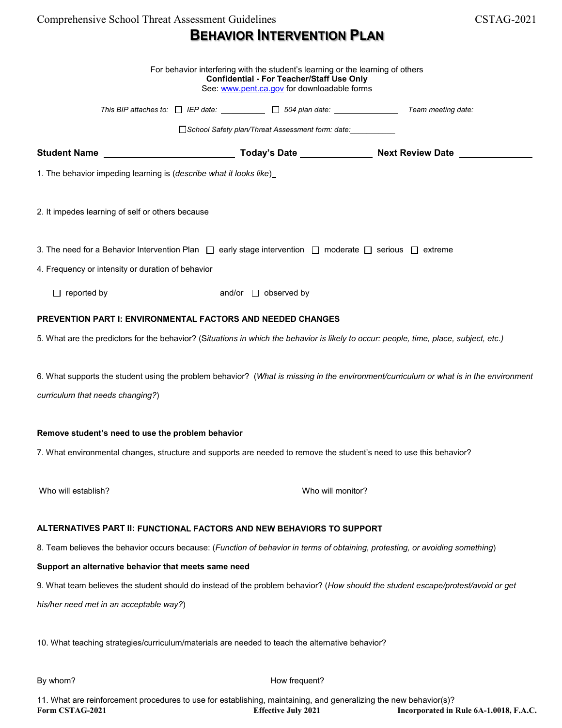# BEHAVIOR INTERVENTION PLAN

For behavior interfering with the student's learning or the learning of others
**Confidential - For Teacher/Staff Use Only**
See: www.pent.ca.gov for downloadable forms

*This BIP attaches to:* ☐ *IEP date:* __________ ☐ *504 plan date:* ______________ *Team meeting date:*

☐*School Safety plan/Threat Assessment form: date:*__________

**Student Name** ________________________ **Today's Date** ____________ **Next Review Date** ____________

1. The behavior impeding learning is (*describe what it looks like*)_

2. It impedes learning of self or others because

3. The need for a Behavior Intervention Plan ☐ early stage intervention ☐ moderate ☐ serious ☐ extreme

4. Frequency or intensity or duration of behavior

☐ reported by and/or ☐ observed by

**PREVENTION PART I: ENVIRONMENTAL FACTORS AND NEEDED CHANGES**

5. What are the predictors for the behavior? (S*ituations in which the behavior is likely to occur: people, time, place, subject, etc.)*

6. What supports the student using the problem behavior? (*What is missing in the environment/curriculum or what is in the environment curriculum that needs changing?*)

**Remove student's need to use the problem behavior**

7. What environmental changes, structure and supports are needed to remove the student's need to use this behavior?

Who will establish? Who will monitor?

**ALTERNATIVES PART II: FUNCTIONAL FACTORS AND NEW BEHAVIORS TO SUPPORT**

8. Team believes the behavior occurs because: (*Function of behavior in terms of obtaining, protesting, or avoiding something*)

**Support an alternative behavior that meets same need**

9. What team believes the student should do instead of the problem behavior? (*How should the student escape/protest/avoid or get his/her need met in an acceptable way?*)

10. What teaching strategies/curriculum/materials are needed to teach the alternative behavior?

By whom? How frequent?

11. What are reinforcement procedures to use for establishing, maintaining, and generalizing the new behavior(s)?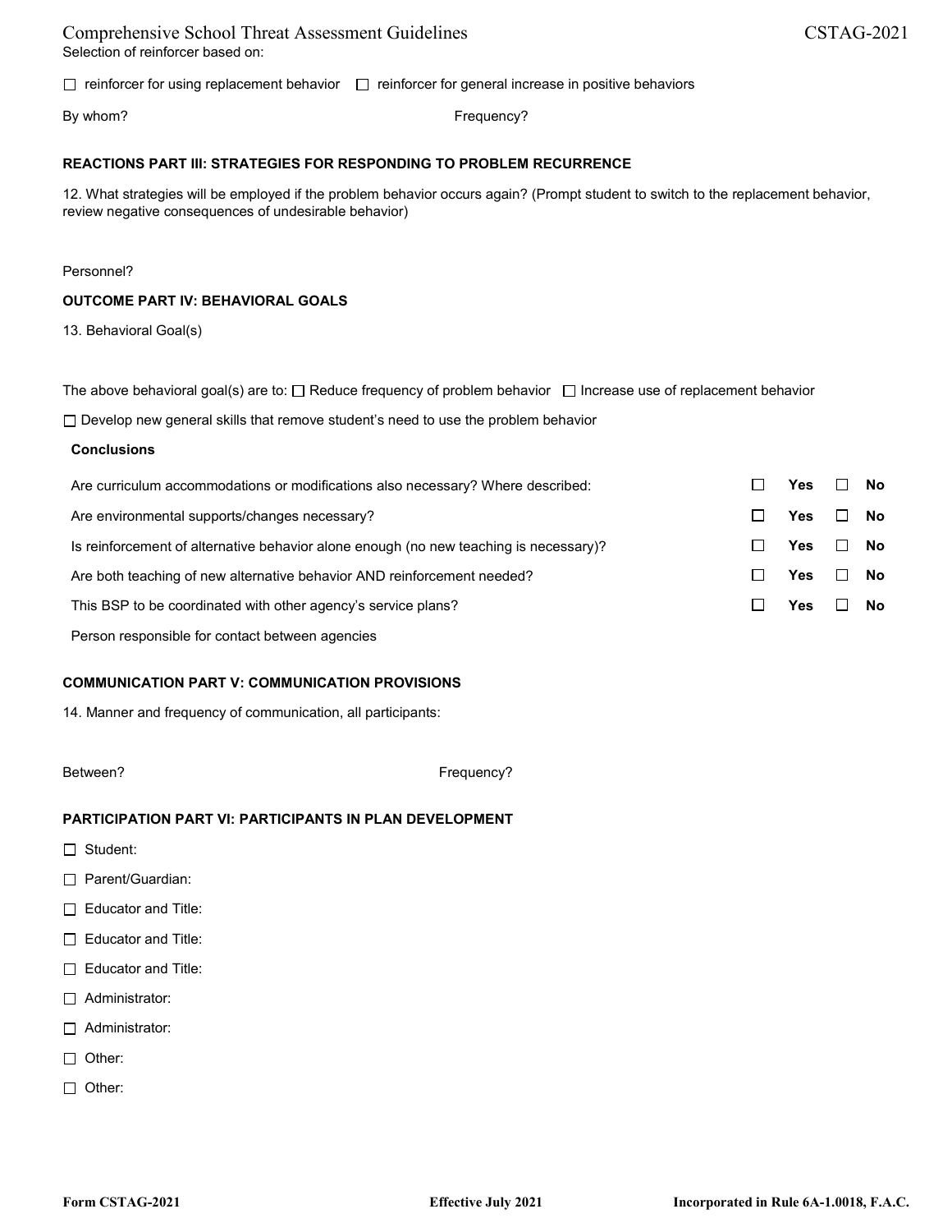Selection of reinforcer based on:

☐ reinforcer for using replacement behavior ☐ reinforcer for general increase in positive behaviors

By whom? Frequency?

**REACTIONS PART III: STRATEGIES FOR RESPONDING TO PROBLEM RECURRENCE**

12. What strategies will be employed if the problem behavior occurs again? (Prompt student to switch to the replacement behavior, review negative consequences of undesirable behavior)

Personnel?

**OUTCOME PART IV: BEHAVIORAL GOALS**

13. Behavioral Goal(s)

The above behavioral goal(s) are to: ☐ Reduce frequency of problem behavior ☐ Increase use of replacement behavior

☐ Develop new general skills that remove student's need to use the problem behavior

**Conclusions**

| | | |
|---|---|---|
| Are curriculum accommodations or modifications also necessary? Where described: | ☐ **Yes** | ☐ **No** |
| Are environmental supports/changes necessary? | ☐ **Yes** | ☐ **No** |
| Is reinforcement of alternative behavior alone enough (no new teaching is necessary)? | ☐ **Yes** | ☐ **No** |
| Are both teaching of new alternative behavior AND reinforcement needed? | ☐ **Yes** | ☐ **No** |
| This BSP to be coordinated with other agency's service plans? | ☐ **Yes** | ☐ **No** |

Person responsible for contact between agencies

**COMMUNICATION PART V: COMMUNICATION PROVISIONS**

14. Manner and frequency of communication, all participants:

Between? Frequency?

**PARTICIPATION PART VI: PARTICIPANTS IN PLAN DEVELOPMENT**

- ☐ Student:
- ☐ Parent/Guardian:
- ☐ Educator and Title:
- ☐ Educator and Title:
- ☐ Educator and Title:
- ☐ Administrator:
- ☐ Administrator:
- ☐ Other:
- ☐ Other: